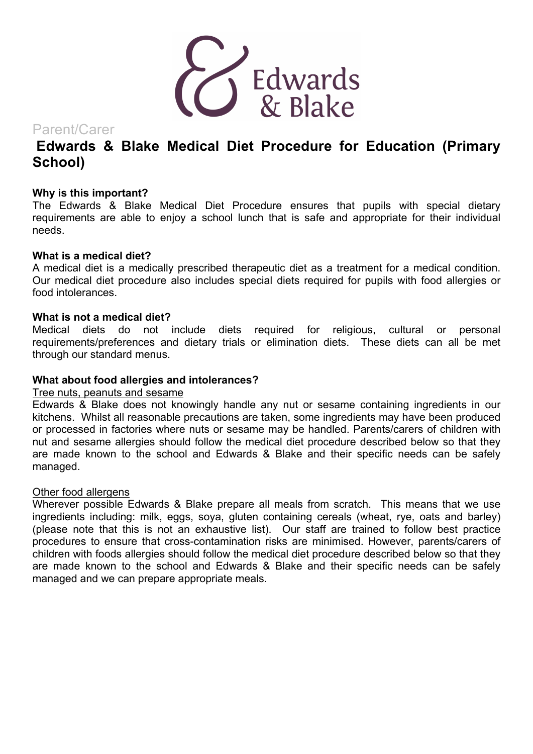Edwards & Blake

Parent/Carer

# Edwards & Blake Medical Diet Procedure for Education (Primary School)

**Why is this important?**

The Edwards & Blake Medical Diet Procedure ensures that pupils with special dietary requirements are able to enjoy a school lunch that is safe and appropriate for their individual needs.

**What is a medical diet?**

A medical diet is a medically prescribed therapeutic diet as a treatment for a medical condition. Our medical diet procedure also includes special diets required for pupils with food allergies or food intolerances.

**What is not a medical diet?**

Medical diets do not include diets required for religious, cultural or personal requirements/preferences and dietary trials or elimination diets. These diets can all be met through our standard menus.

**What about food allergies and intolerances?**

<u>Tree nuts, peanuts and sesame</u>

Edwards & Blake does not knowingly handle any nut or sesame containing ingredients in our kitchens. Whilst all reasonable precautions are taken, some ingredients may have been produced or processed in factories where nuts or sesame may be handled. Parents/carers of children with nut and sesame allergies should follow the medical diet procedure described below so that they are made known to the school and Edwards & Blake and their specific needs can be safely managed.

<u>Other food allergens</u>

Wherever possible Edwards & Blake prepare all meals from scratch. This means that we use ingredients including: milk, eggs, soya, gluten containing cereals (wheat, rye, oats and barley) (please note that this is not an exhaustive list). Our staff are trained to follow best practice procedures to ensure that cross-contamination risks are minimised. However, parents/carers of children with foods allergies should follow the medical diet procedure described below so that they are made known to the school and Edwards & Blake and their specific needs can be safely managed and we can prepare appropriate meals.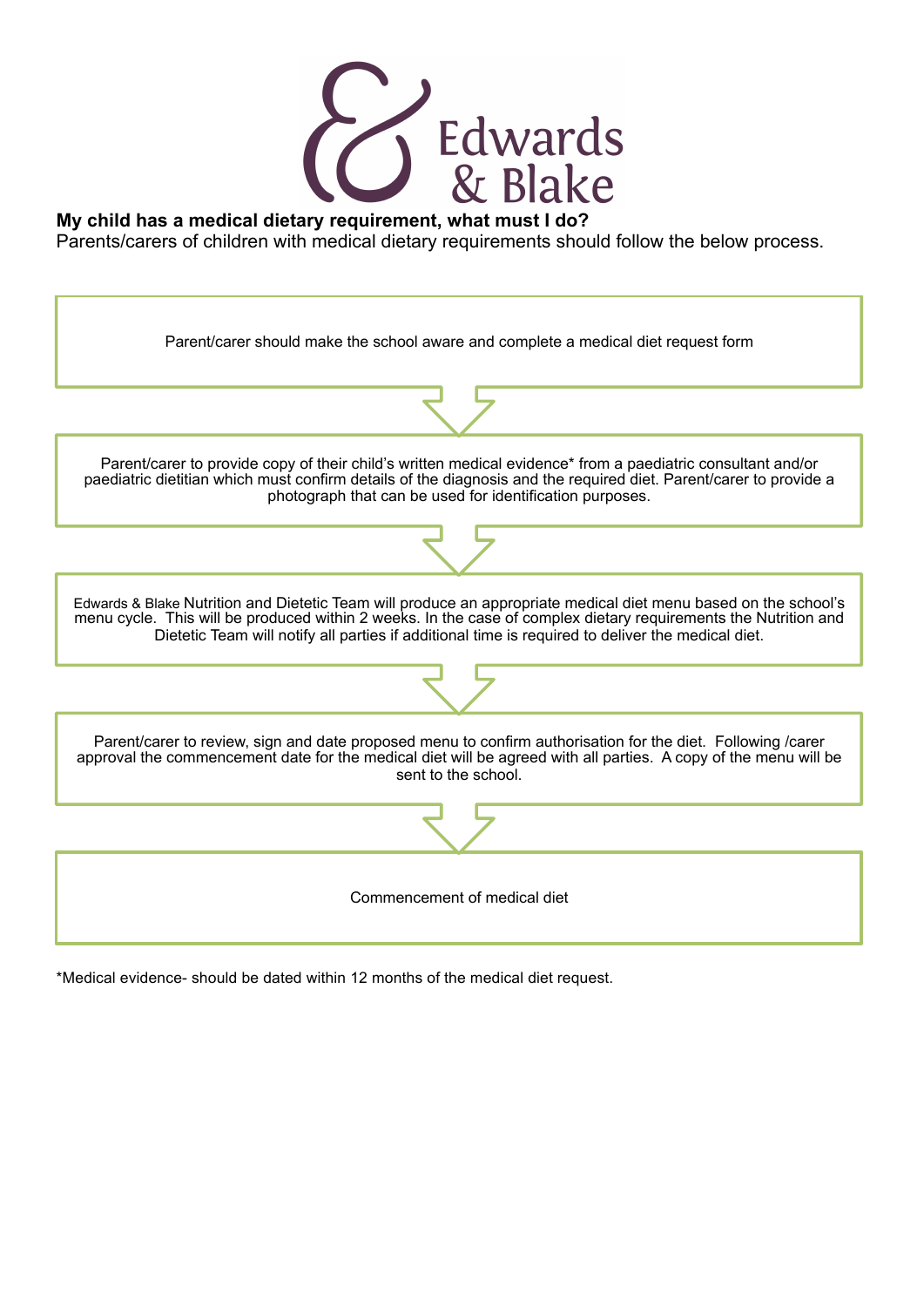Edwards & Blake

**My child has a medical dietary requirement, what must I do?**

Parents/carers of children with medical dietary requirements should follow the below process.

Parent/carer should make the school aware and complete a medical diet request form

↓

Parent/carer to provide copy of their child's written medical evidence* from a paediatric consultant and/or paediatric dietitian which must confirm details of the diagnosis and the required diet. Parent/carer to provide a photograph that can be used for identification purposes.

↓

Edwards & Blake Nutrition and Dietetic Team will produce an appropriate medical diet menu based on the school's menu cycle. This will be produced within 2 weeks. In the case of complex dietary requirements the Nutrition and Dietetic Team will notify all parties if additional time is required to deliver the medical diet.

↓

Parent/carer to review, sign and date proposed menu to confirm authorisation for the diet. Following /carer approval the commencement date for the medical diet will be agreed with all parties. A copy of the menu will be sent to the school.

↓

Commencement of medical diet

*Medical evidence- should be dated within 12 months of the medical diet request.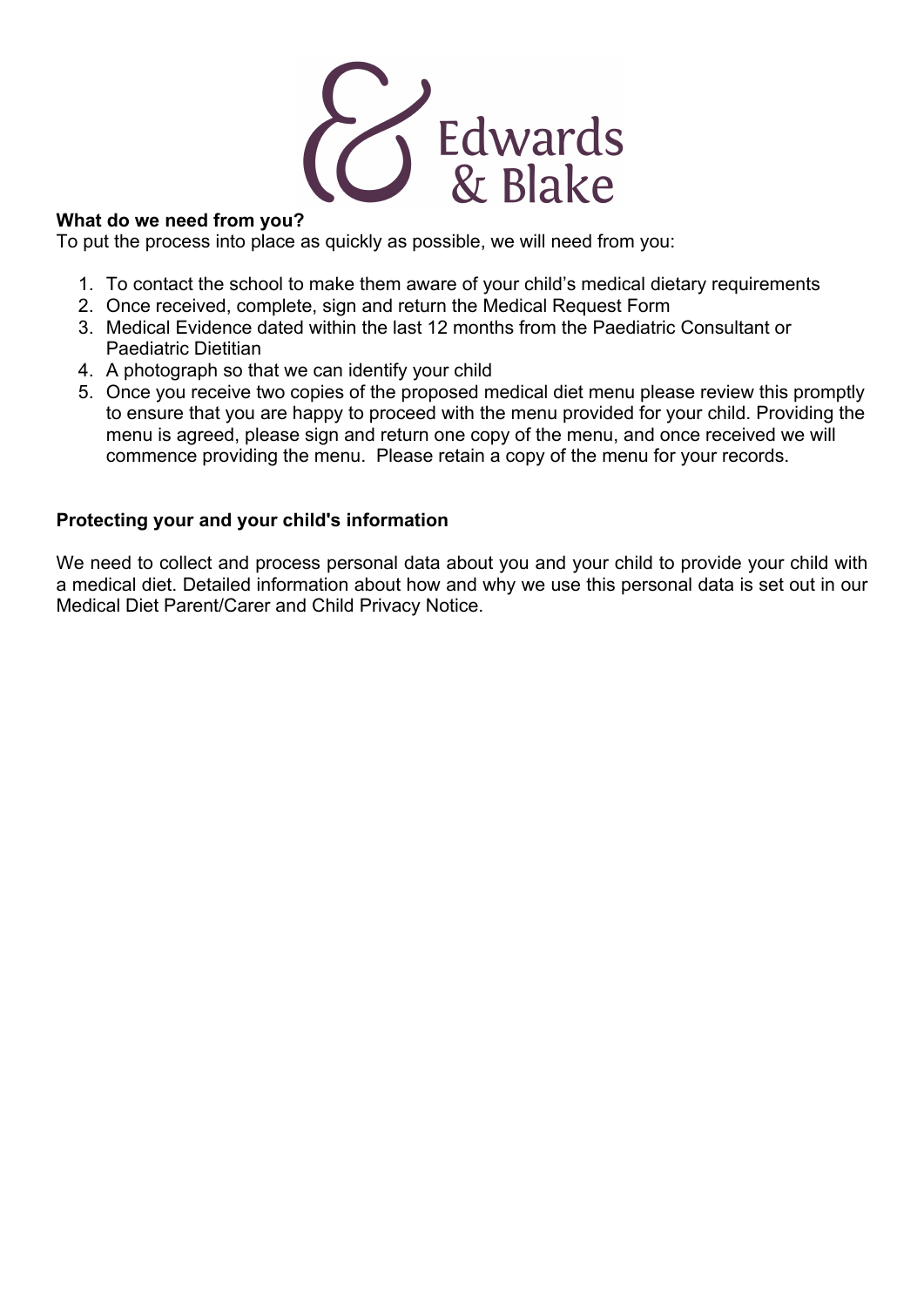**What do we need from you?**
To put the process into place as quickly as possible, we will need from you:

1. To contact the school to make them aware of your child's medical dietary requirements
2. Once received, complete, sign and return the Medical Request Form
3. Medical Evidence dated within the last 12 months from the Paediatric Consultant or Paediatric Dietitian
4. A photograph so that we can identify your child
5. Once you receive two copies of the proposed medical diet menu please review this promptly to ensure that you are happy to proceed with the menu provided for your child. Providing the menu is agreed, please sign and return one copy of the menu, and once received we will commence providing the menu. Please retain a copy of the menu for your records.

**Protecting your and your child's information**

We need to collect and process personal data about you and your child to provide your child with a medical diet. Detailed information about how and why we use this personal data is set out in our Medical Diet Parent/Carer and Child Privacy Notice.